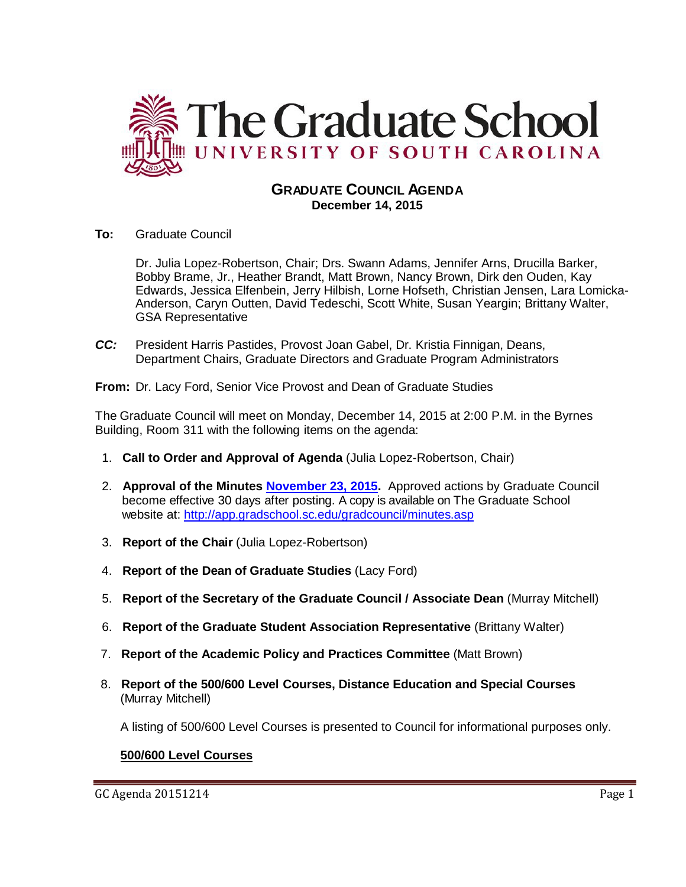# The Graduate School
## UNIVERSITY OF SOUTH CAROLINA

### GRADUATE COUNCIL AGENDA
**December 14, 2015**

**To:** Graduate Council

Dr. Julia Lopez-Robertson, Chair; Drs. Swann Adams, Jennifer Arns, Drucilla Barker, Bobby Brame, Jr., Heather Brandt, Matt Brown, Nancy Brown, Dirk den Ouden, Kay Edwards, Jessica Elfenbein, Jerry Hilbish, Lorne Hofseth, Christian Jensen, Lara Lomicka-Anderson, Caryn Outten, David Tedeschi, Scott White, Susan Yeargin; Brittany Walter, GSA Representative

***CC:*** President Harris Pastides, Provost Joan Gabel, Dr. Kristia Finnigan, Deans, Department Chairs, Graduate Directors and Graduate Program Administrators

**From:** Dr. Lacy Ford, Senior Vice Provost and Dean of Graduate Studies

The Graduate Council will meet on Monday, December 14, 2015 at 2:00 P.M. in the Byrnes Building, Room 311 with the following items on the agenda:

1. **Call to Order and Approval of Agenda** (Julia Lopez-Robertson, Chair)
2. **Approval of the Minutes [November 23, 2015](#).** Approved actions by Graduate Council become effective 30 days after posting. A copy is available on The Graduate School website at: http://app.gradschool.sc.edu/gradcouncil/minutes.asp
3. **Report of the Chair** (Julia Lopez-Robertson)
4. **Report of the Dean of Graduate Studies** (Lacy Ford)
5. **Report of the Secretary of the Graduate Council / Associate Dean** (Murray Mitchell)
6. **Report of the Graduate Student Association Representative** (Brittany Walter)
7. **Report of the Academic Policy and Practices Committee** (Matt Brown)
8. **Report of the 500/600 Level Courses, Distance Education and Special Courses** (Murray Mitchell)

   A listing of 500/600 Level Courses is presented to Council for informational purposes only.

   **500/600 Level Courses**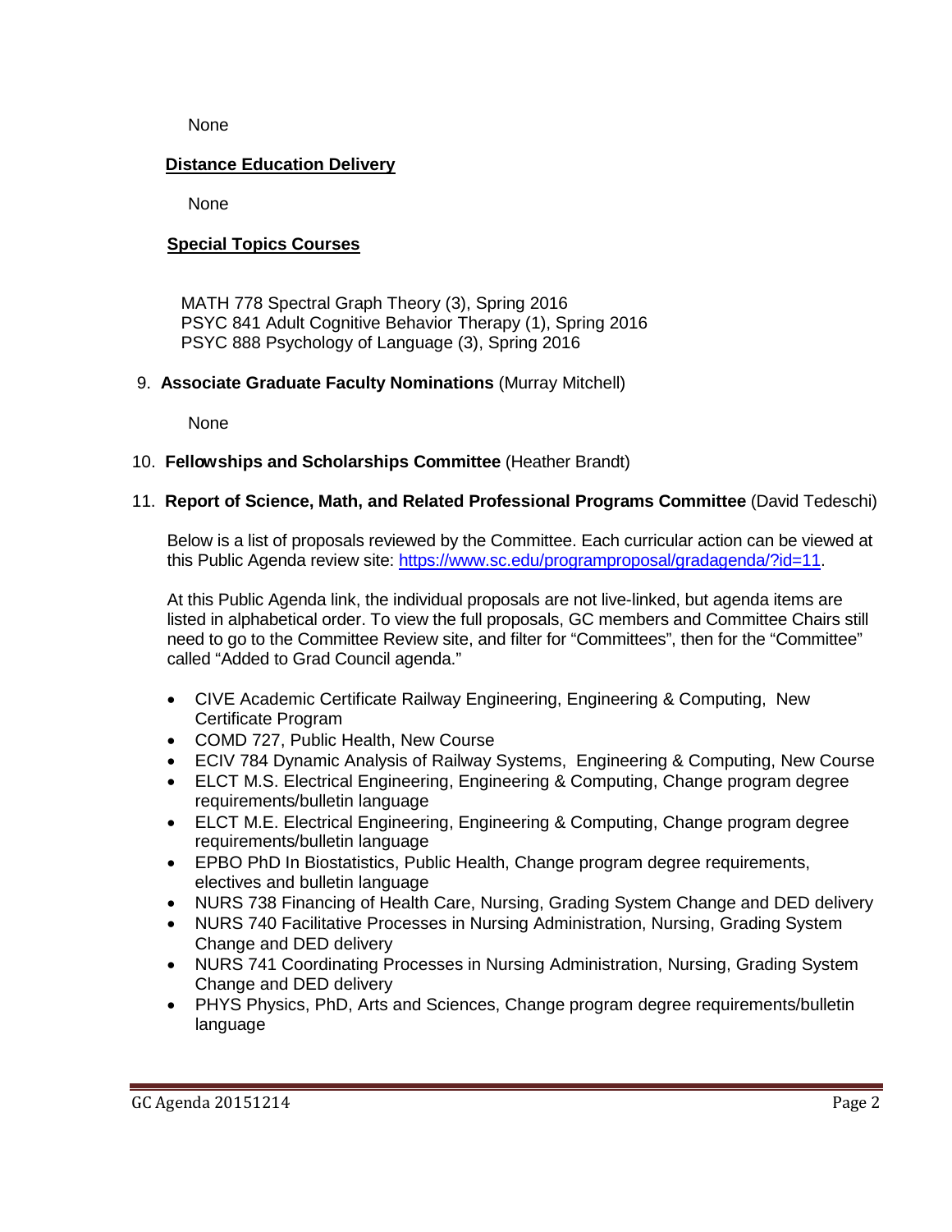None

**Distance Education Delivery**

None

**Special Topics Courses**

MATH 778 Spectral Graph Theory (3), Spring 2016
PSYC 841 Adult Cognitive Behavior Therapy (1), Spring 2016
PSYC 888 Psychology of Language (3), Spring 2016

9. **Associate Graduate Faculty Nominations** (Murray Mitchell)

   None

10. **Fellowships and Scholarships Committee** (Heather Brandt)

11. **Report of Science, Math, and Related Professional Programs Committee** (David Tedeschi)

    Below is a list of proposals reviewed by the Committee. Each curricular action can be viewed at this Public Agenda review site: [https://www.sc.edu/programproposal/gradagenda/?id=11](https://www.sc.edu/programproposal/gradagenda/?id=11).

    At this Public Agenda link, the individual proposals are not live-linked, but agenda items are listed in alphabetical order. To view the full proposals, GC members and Committee Chairs still need to go to the Committee Review site, and filter for "Committees", then for the "Committee" called "Added to Grad Council agenda."

    - CIVE Academic Certificate Railway Engineering, Engineering & Computing, New Certificate Program
    - COMD 727, Public Health, New Course
    - ECIV 784 Dynamic Analysis of Railway Systems, Engineering & Computing, New Course
    - ELCT M.S. Electrical Engineering, Engineering & Computing, Change program degree requirements/bulletin language
    - ELCT M.E. Electrical Engineering, Engineering & Computing, Change program degree requirements/bulletin language
    - EPBO PhD In Biostatistics, Public Health, Change program degree requirements, electives and bulletin language
    - NURS 738 Financing of Health Care, Nursing, Grading System Change and DED delivery
    - NURS 740 Facilitative Processes in Nursing Administration, Nursing, Grading System Change and DED delivery
    - NURS 741 Coordinating Processes in Nursing Administration, Nursing, Grading System Change and DED delivery
    - PHYS Physics, PhD, Arts and Sciences, Change program degree requirements/bulletin language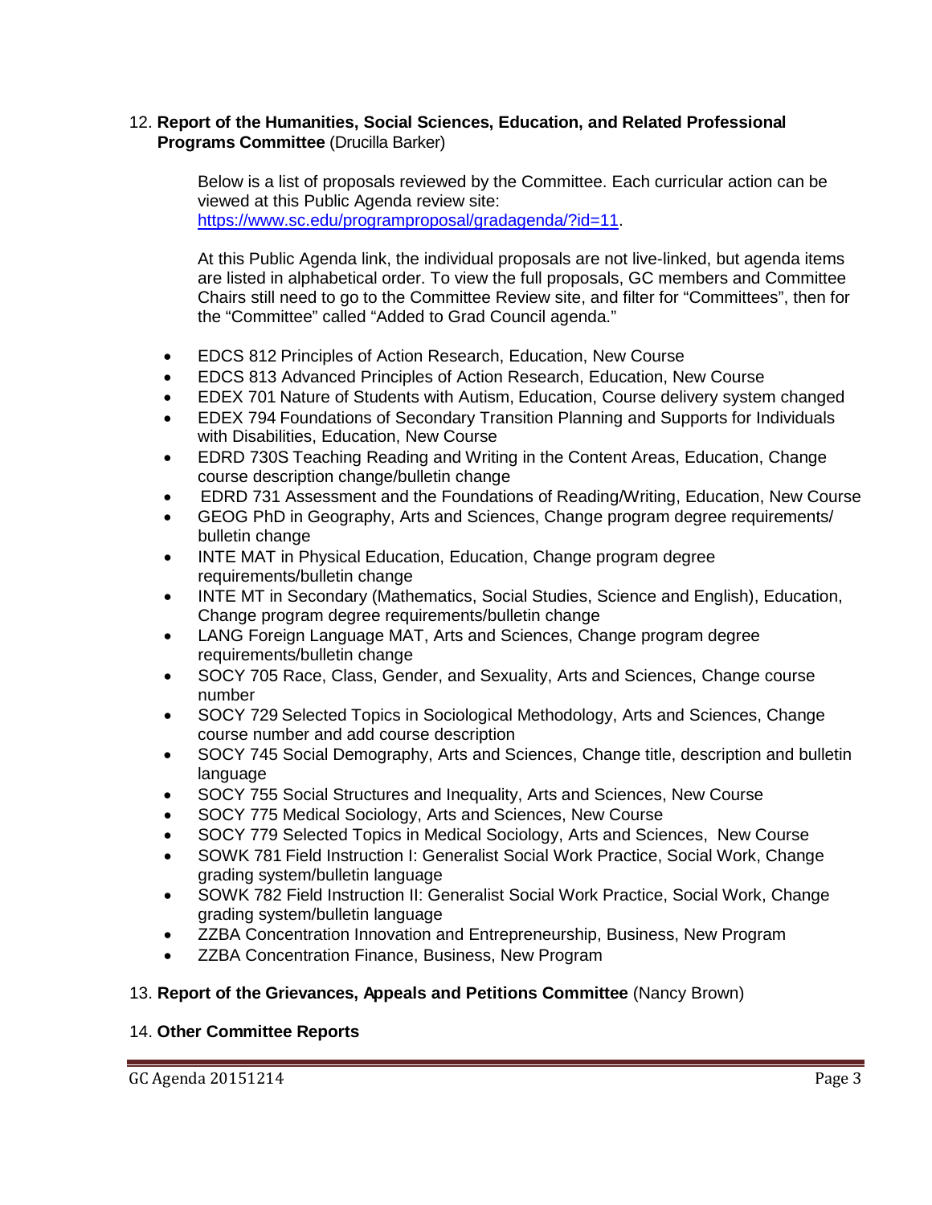12. **Report of the Humanities, Social Sciences, Education, and Related Professional Programs Committee** (Drucilla Barker)

Below is a list of proposals reviewed by the Committee. Each curricular action can be viewed at this Public Agenda review site: https://www.sc.edu/programproposal/gradagenda/?id=11.

At this Public Agenda link, the individual proposals are not live-linked, but agenda items are listed in alphabetical order. To view the full proposals, GC members and Committee Chairs still need to go to the Committee Review site, and filter for "Committees", then for the "Committee" called "Added to Grad Council agenda."

- EDCS 812 Principles of Action Research, Education, New Course
- EDCS 813 Advanced Principles of Action Research, Education, New Course
- EDEX 701 Nature of Students with Autism, Education, Course delivery system changed
- EDEX 794 Foundations of Secondary Transition Planning and Supports for Individuals with Disabilities, Education, New Course
- EDRD 730S Teaching Reading and Writing in the Content Areas, Education, Change course description change/bulletin change
- EDRD 731 Assessment and the Foundations of Reading/Writing, Education, New Course
- GEOG PhD in Geography, Arts and Sciences, Change program degree requirements/ bulletin change
- INTE MAT in Physical Education, Education, Change program degree requirements/bulletin change
- INTE MT in Secondary (Mathematics, Social Studies, Science and English), Education, Change program degree requirements/bulletin change
- LANG Foreign Language MAT, Arts and Sciences, Change program degree requirements/bulletin change
- SOCY 705 Race, Class, Gender, and Sexuality, Arts and Sciences, Change course number
- SOCY 729 Selected Topics in Sociological Methodology, Arts and Sciences, Change course number and add course description
- SOCY 745 Social Demography, Arts and Sciences, Change title, description and bulletin language
- SOCY 755 Social Structures and Inequality, Arts and Sciences, New Course
- SOCY 775 Medical Sociology, Arts and Sciences, New Course
- SOCY 779 Selected Topics in Medical Sociology, Arts and Sciences, New Course
- SOWK 781 Field Instruction I: Generalist Social Work Practice, Social Work, Change grading system/bulletin language
- SOWK 782 Field Instruction II: Generalist Social Work Practice, Social Work, Change grading system/bulletin language
- ZZBA Concentration Innovation and Entrepreneurship, Business, New Program
- ZZBA Concentration Finance, Business, New Program

13. **Report of the Grievances, Appeals and Petitions Committee** (Nancy Brown)

14. **Other Committee Reports**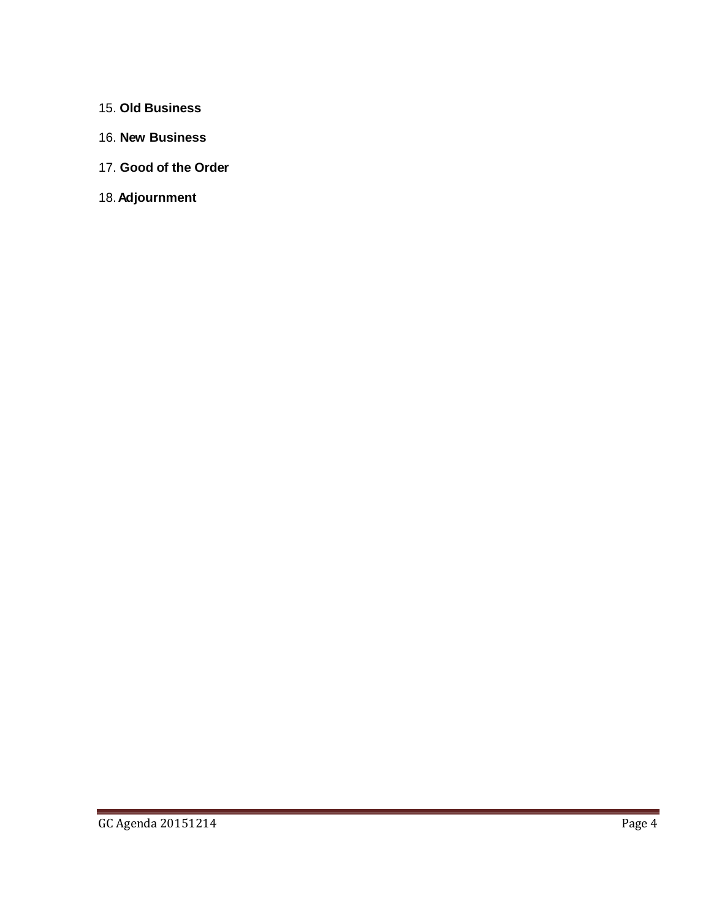15. **Old Business**

16. **New Business**

17. **Good of the Order**

18. **Adjournment**